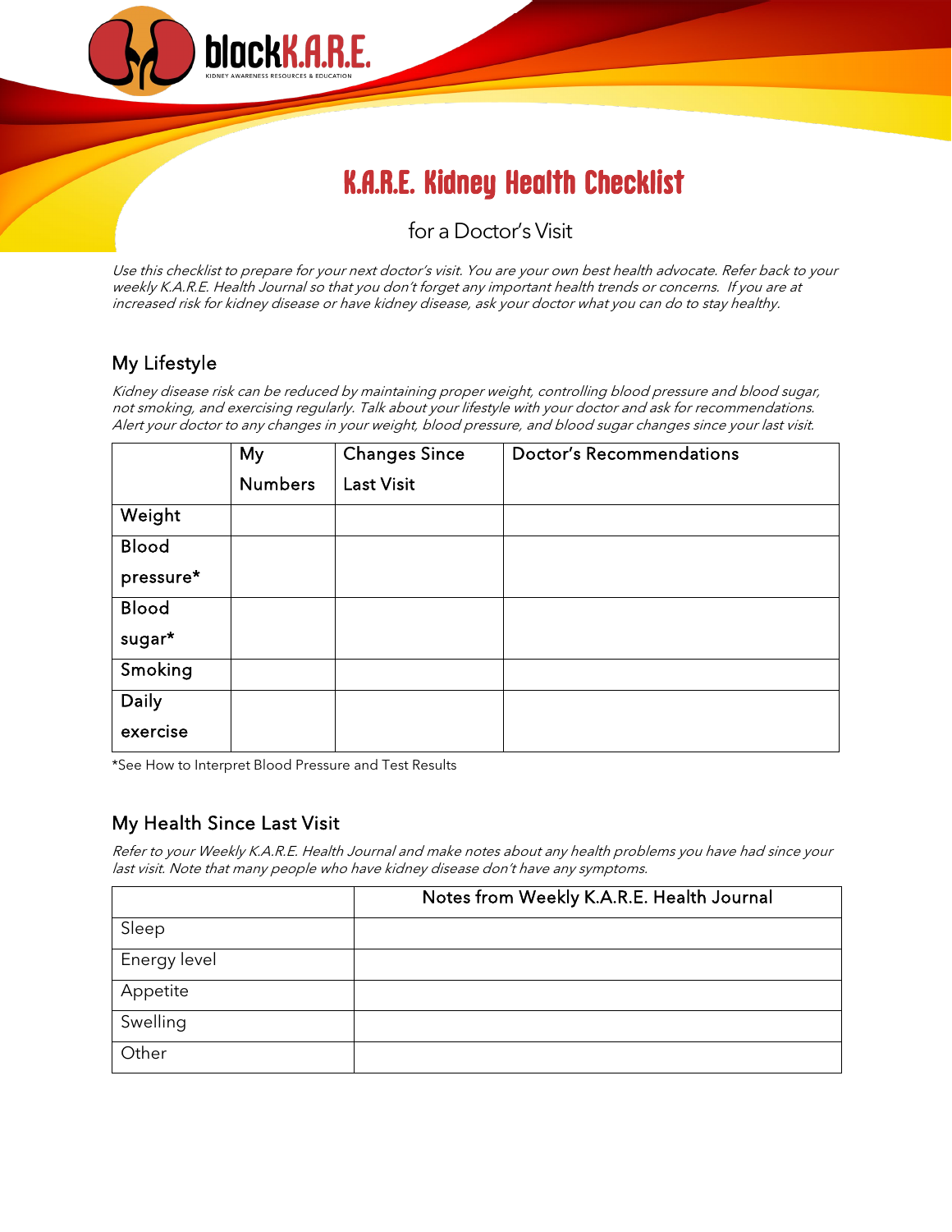blackK.A.R.E.

KIDNEY AWARENESS RESOURCES & EDUCATION

# K.A.R.E. Kidney Health Checklist

for a Doctor's Visit

*Use this checklist to prepare for your next doctor's visit. You are your own best health advocate. Refer back to your weekly K.A.R.E. Health Journal so that you don't forget any important health trends or concerns. If you are at increased risk for kidney disease or have kidney disease, ask your doctor what you can do to stay healthy.*

## My Lifestyle

*Kidney disease risk can be reduced by maintaining proper weight, controlling blood pressure and blood sugar, not smoking, and exercising regularly. Talk about your lifestyle with your doctor and ask for recommendations. Alert your doctor to any changes in your weight, blood pressure, and blood sugar changes since your last visit.*

| | My Numbers | Changes Since Last Visit | Doctor's Recommendations |
|---|---|---|---|
| Weight | | | |
| Blood pressure* | | | |
| Blood sugar* | | | |
| Smoking | | | |
| Daily exercise | | | |

*See How to Interpret Blood Pressure and Test Results

## My Health Since Last Visit

*Refer to your Weekly K.A.R.E. Health Journal and make notes about any health problems you have had since your last visit. Note that many people who have kidney disease don't have any symptoms.*

| | Notes from Weekly K.A.R.E. Health Journal |
|---|---|
| Sleep | |
| Energy level | |
| Appetite | |
| Swelling | |
| Other | |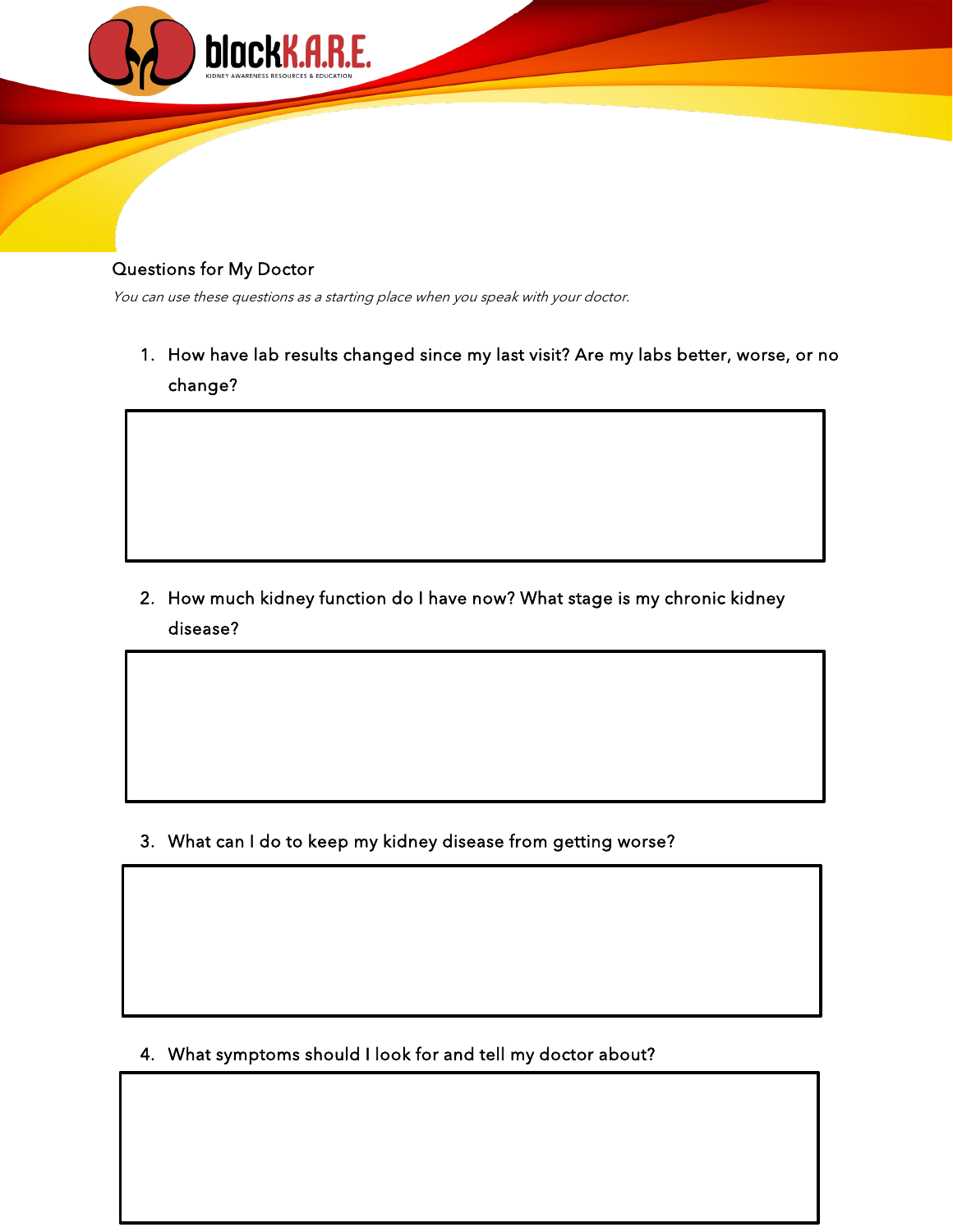blackK.A.R.E.

KIDNEY AWARENESS RESOURCES & EDUCATION

## Questions for My Doctor

*You can use these questions as a starting place when you speak with your doctor.*

1. How have lab results changed since my last visit? Are my labs better, worse, or no change?

2. How much kidney function do I have now? What stage is my chronic kidney disease?

3. What can I do to keep my kidney disease from getting worse?

4. What symptoms should I look for and tell my doctor about?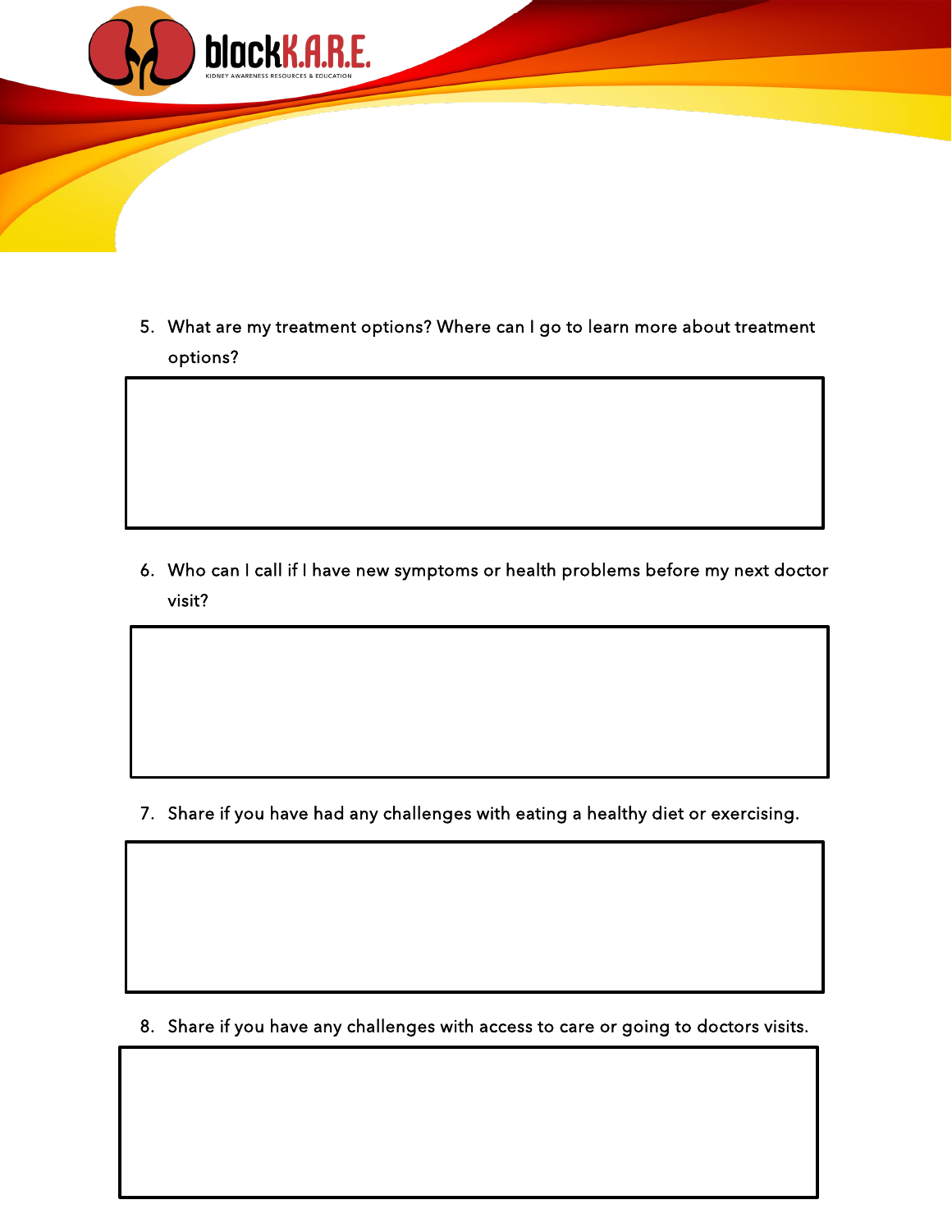5. What are my treatment options? Where can I go to learn more about treatment options?

6. Who can I call if I have new symptoms or health problems before my next doctor visit?

7. Share if you have had any challenges with eating a healthy diet or exercising.

8. Share if you have any challenges with access to care or going to doctors visits.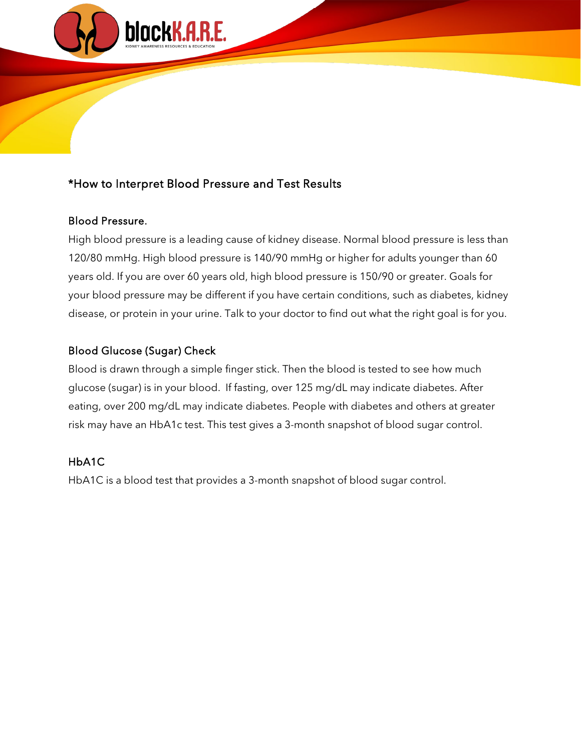## *How to Interpret Blood Pressure and Test Results

### Blood Pressure.

High blood pressure is a leading cause of kidney disease. Normal blood pressure is less than 120/80 mmHg. High blood pressure is 140/90 mmHg or higher for adults younger than 60 years old. If you are over 60 years old, high blood pressure is 150/90 or greater. Goals for your blood pressure may be different if you have certain conditions, such as diabetes, kidney disease, or protein in your urine. Talk to your doctor to find out what the right goal is for you.

### Blood Glucose (Sugar) Check

Blood is drawn through a simple finger stick. Then the blood is tested to see how much glucose (sugar) is in your blood. If fasting, over 125 mg/dL may indicate diabetes. After eating, over 200 mg/dL may indicate diabetes. People with diabetes and others at greater risk may have an HbA1c test. This test gives a 3-month snapshot of blood sugar control.

### HbA1C

HbA1C is a blood test that provides a 3-month snapshot of blood sugar control.